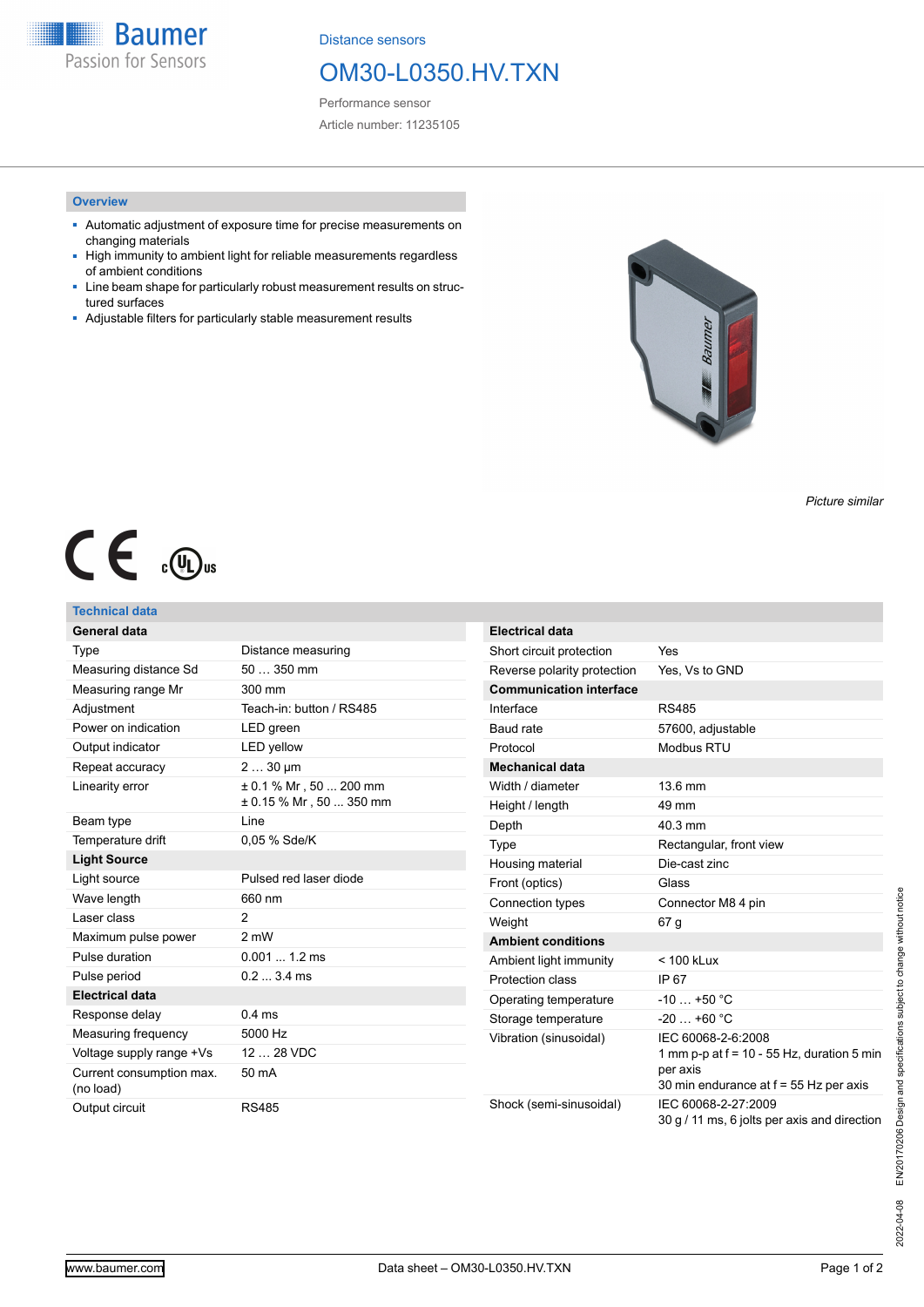Distance sensors

# OM30-L0350.HV.TXN

Performance sensor

Article number: 11235105

## Overview

- Automatic adjustment of exposure time for precise measurements on changing materials
- High immunity to ambient light for reliable measurements regardless of ambient conditions
- Line beam shape for particularly robust measurement results on structured surfaces
- Adjustable filters for particularly stable measurement results

*Picture similar*

## Technical data

| **General data** | |
|---|---|
| Type | Distance measuring |
| Measuring distance Sd | 50 … 350 mm |
| Measuring range Mr | 300 mm |
| Adjustment | Teach-in: button / RS485 |
| Power on indication | LED green |
| Output indicator | LED yellow |
| Repeat accuracy | 2 … 30 µm |
| Linearity error | ± 0.1 % Mr , 50 ... 200 mm<br>± 0.15 % Mr , 50 ... 350 mm |
| Beam type | Line |
| Temperature drift | 0,05 % Sde/K |
| **Light Source** | |
| Light source | Pulsed red laser diode |
| Wave length | 660 nm |
| Laser class | 2 |
| Maximum pulse power | 2 mW |
| Pulse duration | 0.001 ... 1.2 ms |
| Pulse period | 0.2 ... 3.4 ms |
| **Electrical data** | |
| Response delay | 0.4 ms |
| Measuring frequency | 5000 Hz |
| Voltage supply range +Vs | 12 … 28 VDC |
| Current consumption max. (no load) | 50 mA |
| Output circuit | RS485 |

| **Electrical data** | |
|---|---|
| Short circuit protection | Yes |
| Reverse polarity protection | Yes, Vs to GND |
| **Communication interface** | |
| Interface | RS485 |
| Baud rate | 57600, adjustable |
| Protocol | Modbus RTU |
| **Mechanical data** | |
| Width / diameter | 13.6 mm |
| Height / length | 49 mm |
| Depth | 40.3 mm |
| Type | Rectangular, front view |
| Housing material | Die-cast zinc |
| Front (optics) | Glass |
| Connection types | Connector M8 4 pin |
| Weight | 67 g |
| **Ambient conditions** | |
| Ambient light immunity | < 100 kLux |
| Protection class | IP 67 |
| Operating temperature | -10 … +50 °C |
| Storage temperature | -20 … +60 °C |
| Vibration (sinusoidal) | IEC 60068-2-6:2008<br>1 mm p-p at f = 10 - 55 Hz, duration 5 min per axis<br>30 min endurance at f = 55 Hz per axis |
| Shock (semi-sinusoidal) | IEC 60068-2-27:2009<br>30 g / 11 ms, 6 jolts per axis and direction |

2022-04-08 EN20170206 Design and specifications subject to change without notice

www.baumer.com

Data sheet – OM30-L0350.HV.TXN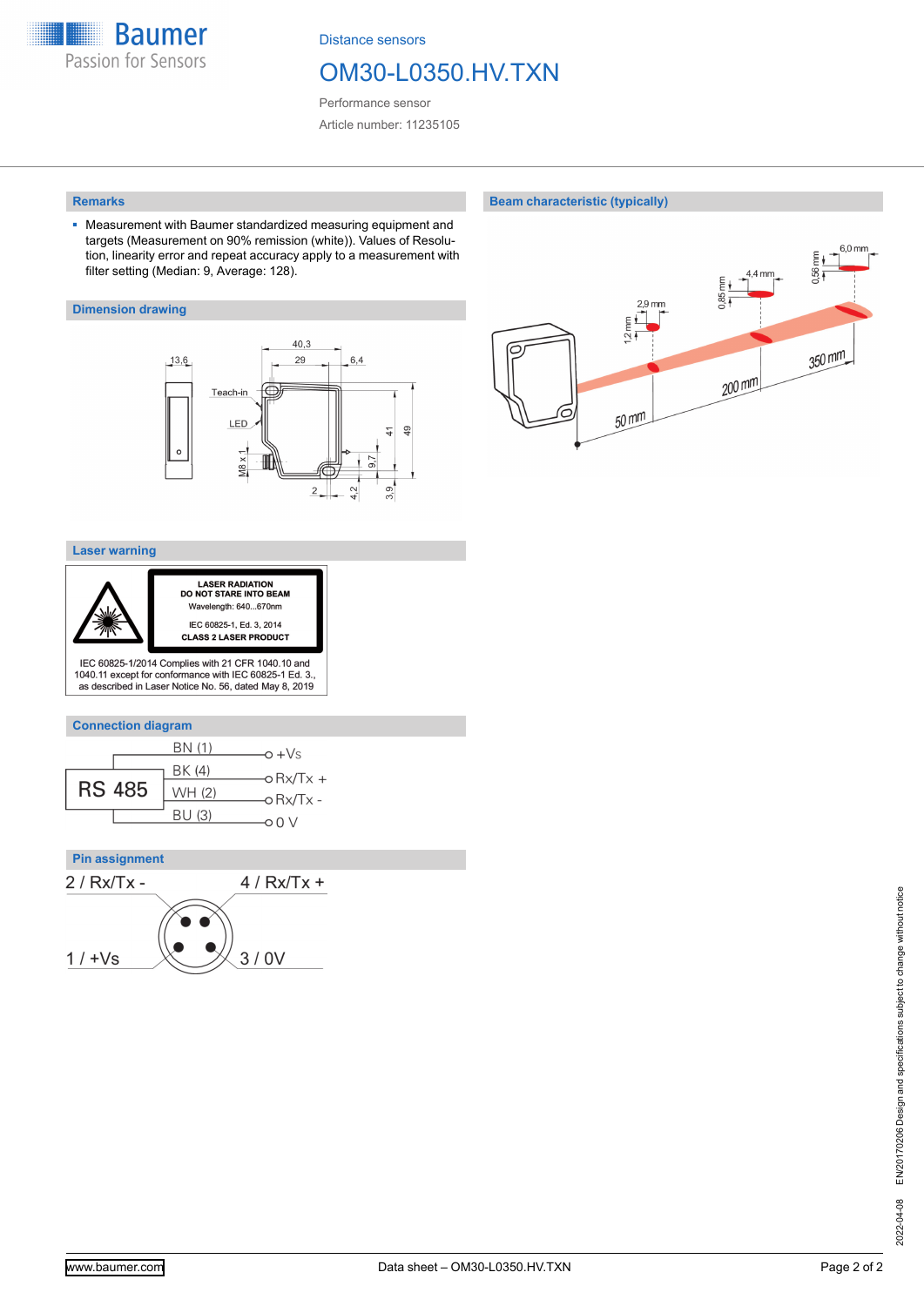Distance sensors

# OM30-L0350.HV.TXN

Performance sensor

Article number: 11235105

## Remarks

- Measurement with Baumer standardized measuring equipment and targets (Measurement on 90% remission (white)). Values of Resolution, linearity error and repeat accuracy apply to a measurement with filter setting (Median: 9, Average: 128).

## Dimension drawing

13,6
40,3
29
6,4
Teach-in
LED
M8 x 1
41
49
9,7
2
4,2
3,9

## Laser warning

LASER RADIATION
DO NOT STARE INTO BEAM
Wavelength: 640...670nm

IEC 60825-1, Ed. 3, 2014
CLASS 2 LASER PRODUCT

IEC 60825-1/2014 Complies with 21 CFR 1040.10 and 1040.11 except for conformance with IEC 60825-1 Ed. 3., as described in Laser Notice No. 56, dated May 8, 2019

## Connection diagram

RS 485

BN (1) — +Vs
BK (4) — Rx/Tx +
WH (2) — Rx/Tx -
BU (3) — 0 V

## Pin assignment

2 / Rx/Tx -
4 / Rx/Tx +
1 / +Vs
3 / 0V

## Beam characteristic (typically)

1,2 mm
2,9 mm
0,85 mm
4,4 mm
0,56 mm
6,0 mm
50 mm
200 mm
350 mm

EN20170206 Design and specifications subject to change without notice

2022-04-08